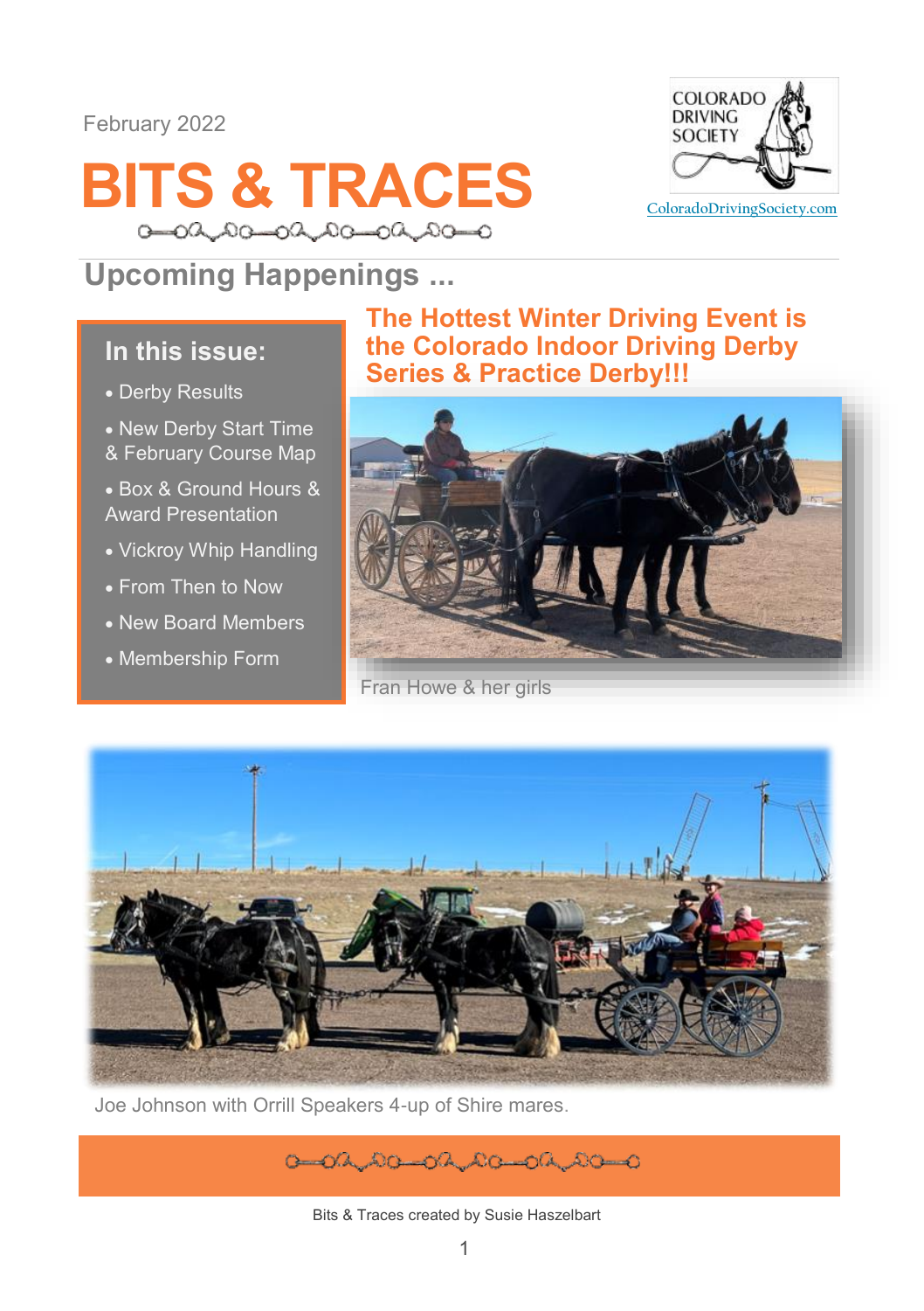February 2022

# BITS & TRACES

COLORADO DRIVING SOCIETY

ColoradoDrivingSociety.com

## Upcoming Happenings ...

### In this issue:

- Derby Results
- New Derby Start Time & February Course Map
- Box & Ground Hours & Award Presentation
- Vickroy Whip Handling
- From Then to Now
- New Board Members
- Membership Form

### The Hottest Winter Driving Event is the Colorado Indoor Driving Derby Series & Practice Derby!!!

Fran Howe & her girls

Joe Johnson with Orrill Speakers 4-up of Shire mares.

Bits & Traces created by Susie Haszelbart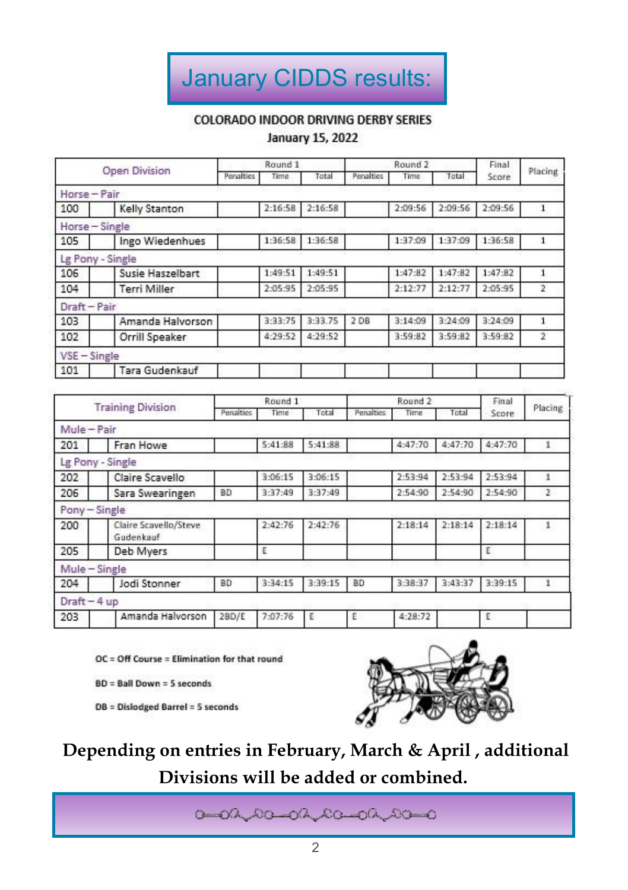# January CIDDS results:

**COLORADO INDOOR DRIVING DERBY SERIES**

**January 15, 2022**

| Open Division | | | Round 1 | | | Round 2 | | | Final Score | Placing |
|---|---|---|---|---|---|---|---|---|---|---|
| | | | Penalties | Time | Total | Penalties | Time | Total | | |
| Horse – Pair | | | | | | | | | | |
| 100 | | Kelly Stanton | | 2:16:58 | 2:16:58 | | 2:09:56 | 2:09:56 | 2:09:56 | 1 |
| Horse – Single | | | | | | | | | | |
| 105 | | Ingo Wiedenhues | | 1:36:58 | 1:36:58 | | 1:37:09 | 1:37:09 | 1:36:58 | 1 |
| Lg Pony - Single | | | | | | | | | | |
| 106 | | Susie Haszelbart | | 1:49:51 | 1:49:51 | | 1:47:82 | 1:47:82 | 1:47:82 | 1 |
| 104 | | Terri Miller | | 2:05:95 | 2:05:95 | | 2:12:77 | 2:12:77 | 2:05:95 | 2 |
| Draft – Pair | | | | | | | | | | |
| 103 | | Amanda Halvorson | | 3:33:75 | 3:33.75 | 2 DB | 3:14:09 | 3:24:09 | 3:24:09 | 1 |
| 102 | | Orrill Speaker | | 4:29:52 | 4:29:52 | | 3:59:82 | 3:59:82 | 3:59:82 | 2 |
| VSE – Single | | | | | | | | | | |
| 101 | | Tara Gudenkauf | | | | | | | | |

| Training Division | | | Round 1 | | | Round 2 | | | Final Score | Placing |
|---|---|---|---|---|---|---|---|---|---|---|
| | | | Penalties | Time | Total | Penalties | Time | Total | | |
| Mule – Pair | | | | | | | | | | |
| 201 | | Fran Howe | | 5:41:88 | 5:41:88 | | 4:47:70 | 4:47:70 | 4:47:70 | 1 |
| Lg Pony - Single | | | | | | | | | | |
| 202 | | Claire Scavello | | 3:06:15 | 3:06:15 | | 2:53:94 | 2:53:94 | 2:53:94 | 1 |
| 206 | | Sara Swearingen | BD | 3:37:49 | 3:37:49 | | 2:54:90 | 2:54:90 | 2:54:90 | 2 |
| Pony – Single | | | | | | | | | | |
| 200 | | Claire Scavello/Steve Gudenkauf | | 2:42:76 | 2:42:76 | | 2:18:14 | 2:18:14 | 2:18:14 | 1 |
| 205 | | Deb Myers | | E | | | | | E | |
| Mule – Single | | | | | | | | | | |
| 204 | | Jodi Stonner | BD | 3:34:15 | 3:39:15 | BD | 3:38:37 | 3:43:37 | 3:39:15 | 1 |
| Draft – 4 up | | | | | | | | | | |
| 203 | | Amanda Halvorson | 2BD/E | 7:07:76 | E | E | 4:28:72 | | E | |

OC = Off Course = Elimination for that round

BD = Ball Down = 5 seconds

DB = Dislodged Barrel = 5 seconds

**Depending on entries in February, March & April , additional Divisions will be added or combined.**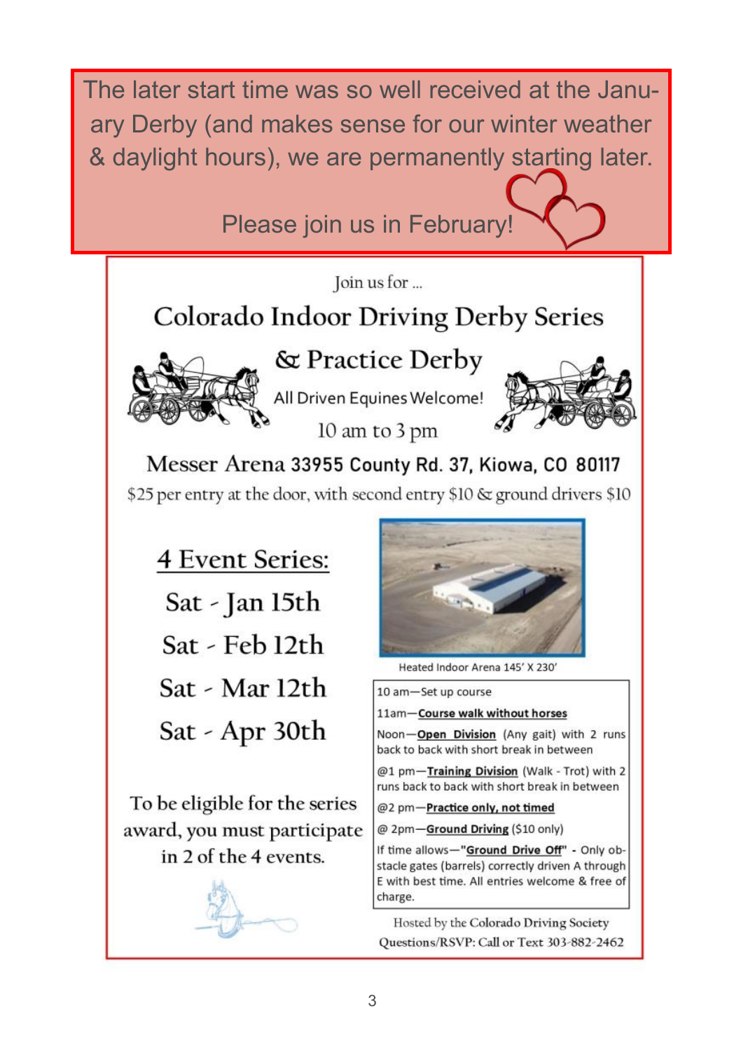The later start time was so well received at the January Derby (and makes sense for our winter weather & daylight hours), we are permanently starting later.

Please join us in February!

Join us for ...

# Colorado Indoor Driving Derby Series

## & Practice Derby

All Driven Equines Welcome!

10 am to 3 pm

**Messer Arena 33955 County Rd. 37, Kiowa, CO 80117**

$25 per entry at the door, with second entry $10 & ground drivers $10

## 4 Event Series:

Sat - Jan 15th

Sat - Feb 12th

Sat - Mar 12th

Sat - Apr 30th

To be eligible for the series award, you must participate in 2 of the 4 events.

Heated Indoor Arena 145' X 230'

10 am—Set up course

11am—**Course walk without horses**

Noon—**Open Division** (Any gait) with 2 runs back to back with short break in between

@1 pm—**Training Division** (Walk - Trot) with 2 runs back to back with short break in between

@2 pm—**Practice only, not timed**

@ 2pm—**Ground Driving** ($10 only)

If time allows—**"Ground Drive Off"** - Only obstacle gates (barrels) correctly driven A through E with best time. All entries welcome & free of charge.

Hosted by the Colorado Driving Society

Questions/RSVP: Call or Text 303-882-2462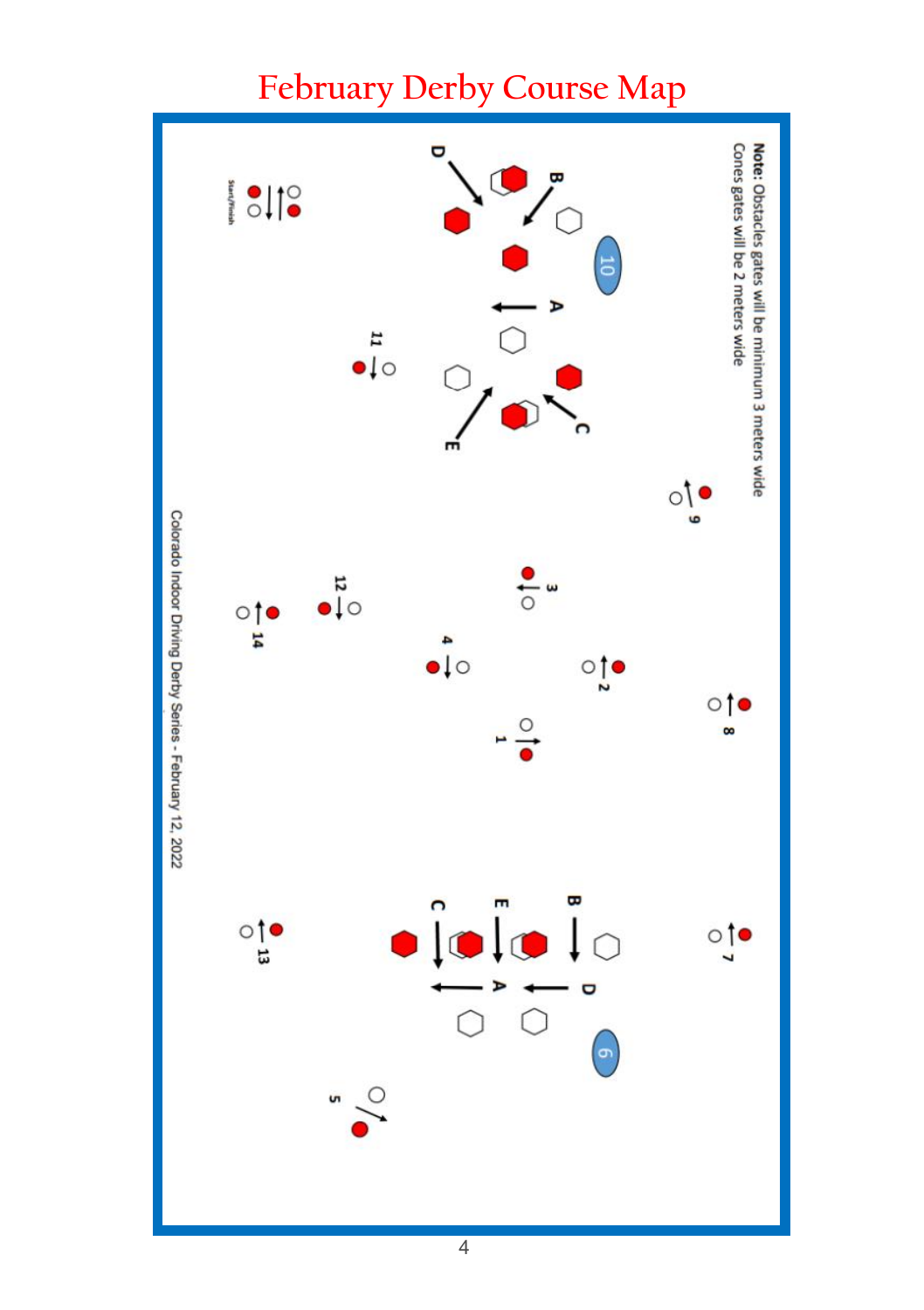# February Derby Course Map

**Note:** Obstacles gates will be minimum 3 meters wide
Cones gates will be 2 meters wide

Start/Finish

Colorado Indoor Driving Derby Series - February 12, 2022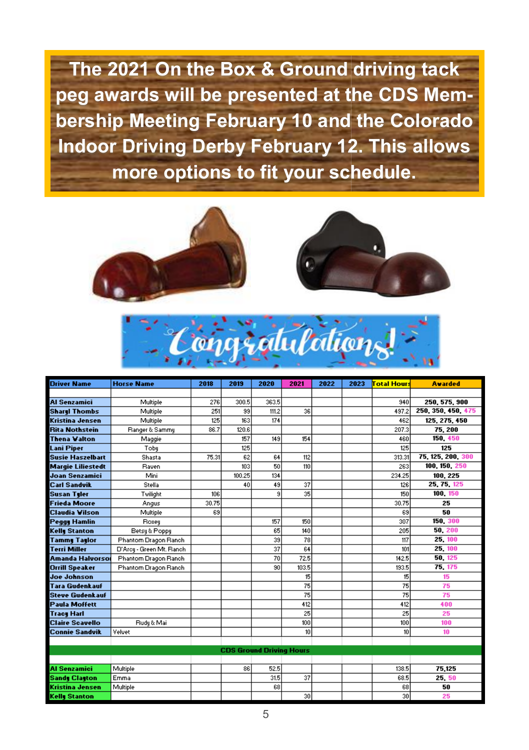The 2021 On the Box & Ground driving tack peg awards will be presented at the CDS Membership Meeting February 10 and the Colorado Indoor Driving Derby February 12. This allows more options to fit your schedule.

Congratulations!

| Driver Name | Horse Name | 2018 | 2019 | 2020 | 2021 | 2022 | 2023 | Total Hours | Awarded |
|---|---|---|---|---|---|---|---|---|---|
| Al Senzamici | Multiple | 276 | 300.5 | 363.5 | | | | 940 | 250, 575, 900 |
| Sharyl Thombs | Multiple | 251 | 99 | 111.2 | 36 | | | 497.2 | 250, 350, 450, 475 |
| Kristina Jensen | Multiple | 125 | 163 | 174 | | | | 462 | 125, 275, 450 |
| Rita Nothstein | Ranger & Sammy | 86.7 | 120.6 | | | | | 207.3 | 75, 200 |
| Thena Walton | Maggie | | 157 | 149 | 154 | | | 460 | 150, 450 |
| Lani Piper | Toby | | 125 | | | | | 125 | 125 |
| Susie Haszelbart | Shasta | 75.31 | 62 | 64 | 112 | | | 313.31 | 75, 125, 200, 300 |
| Margie Liliestedt | Raven | | 103 | 50 | 110 | | | 263 | 100, 150, 250 |
| Joan Senzamici | Mini | | 100.25 | 134 | | | | 234.25 | 100, 225 |
| Carl Sandvik | Stella | | 40 | 49 | 37 | | | 126 | 25, 75, 125 |
| Susan Tyler | Twilight | 106 | | 9 | 35 | | | 150 | 100, 150 |
| Frieda Moore | Angus | 30.75 | | | | | | 30.75 | 25 |
| Claudia Wilson | Multiple | 69 | | | | | | 69 | 50 |
| Peggy Hamlin | Roxey | | | 157 | 150 | | | 307 | 150, 300 |
| Kelly Stanton | Betsy & Poppy | | | 65 | 140 | | | 205 | 50, 200 |
| Tammy Taylor | Phantom Dragon Ranch | | | 39 | 78 | | | 117 | 25, 100 |
| Terri Miller | D'Arcy - Green Mt. Ranch | | | 37 | 64 | | | 101 | 25, 100 |
| Amanda Halvorson | Phantom Dragon Ranch | | | 70 | 72.5 | | | 142.5 | 50, 125 |
| Orrill Speaker | Phantom Dragon Ranch | | | 90 | 103.5 | | | 193.5 | 75, 175 |
| Joe Johnson | | | | | 15 | | | 15 | 15 |
| Tara Gudenkauf | | | | | 75 | | | 75 | 75 |
| Steve Gudenkauf | | | | | 75 | | | 75 | 75 |
| Paula Moffett | | | | | 412 | | | 412 | 400 |
| Tracy Harl | | | | | 25 | | | 25 | 25 |
| Claire Scavello | Rudy & Mai | | | | 100 | | | 100 | 100 |
| Connie Sandvik | Velvet | | | | 10 | | | 10 | 10 |
| **CDS Ground Driving Hours** | | | | | | | | | |
| Al Senzamici | Multiple | | 86 | 52.5 | | | | 138.5 | 75,125 |
| Sandy Clayton | Emma | | | 31.5 | 37 | | | 68.5 | 25, 50 |
| Kristina Jensen | Multiple | | | 68 | | | | 68 | 50 |
| Kelly Stanton | | | | | 30 | | | 30 | 25 |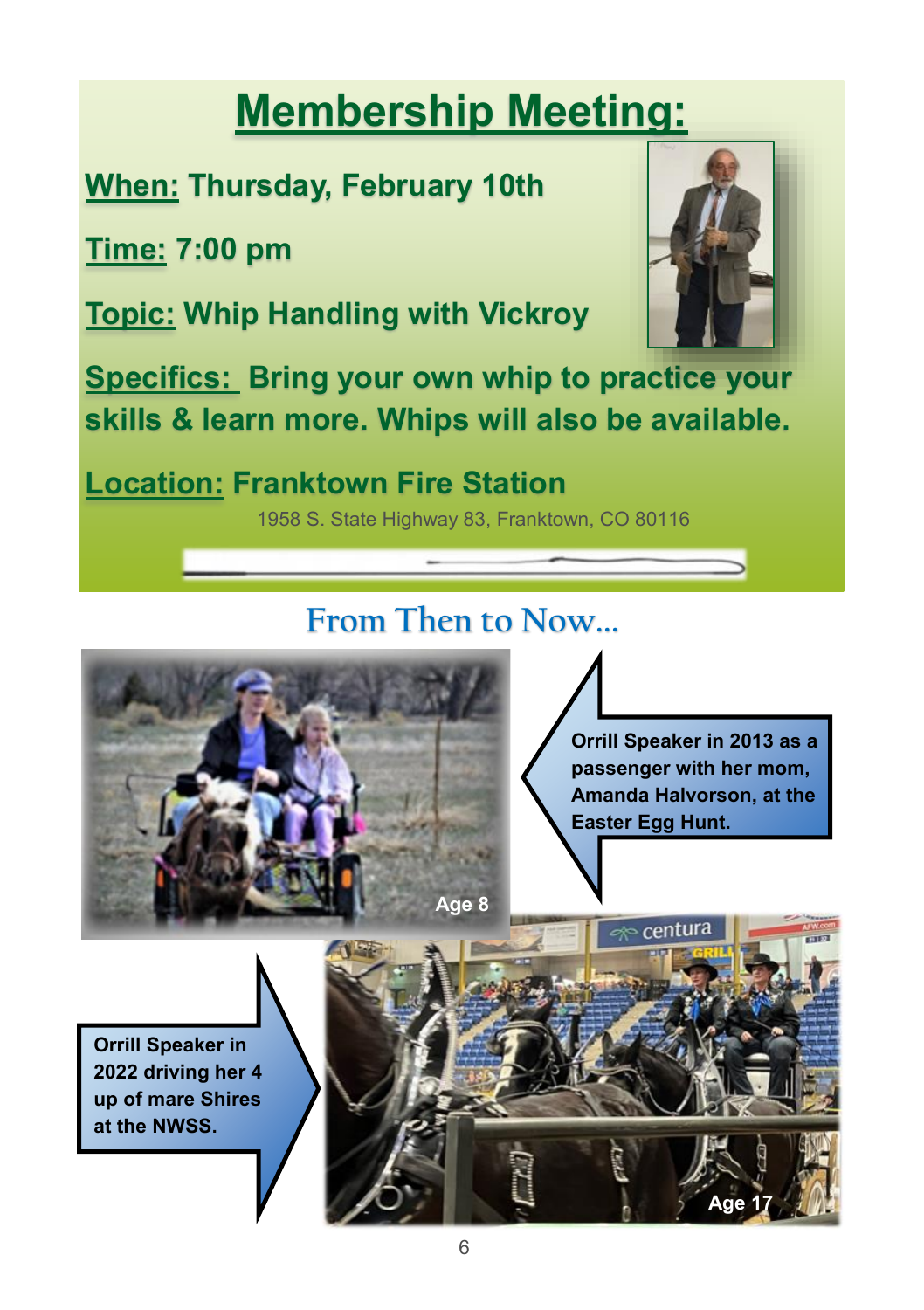# Membership Meeting:

**When:** Thursday, February 10th

**Time:** 7:00 pm

**Topic:** Whip Handling with Vickroy

**Specifics:** Bring your own whip to practice your skills & learn more. Whips will also be available.

**Location:** Franktown Fire Station

1958 S. State Highway 83, Franktown, CO 80116

## From Then to Now...

Age 8

Orrill Speaker in 2013 as a passenger with her mom, Amanda Halvorson, at the Easter Egg Hunt.

Orrill Speaker in 2022 driving her 4 up of mare Shires at the NWSS.

Age 17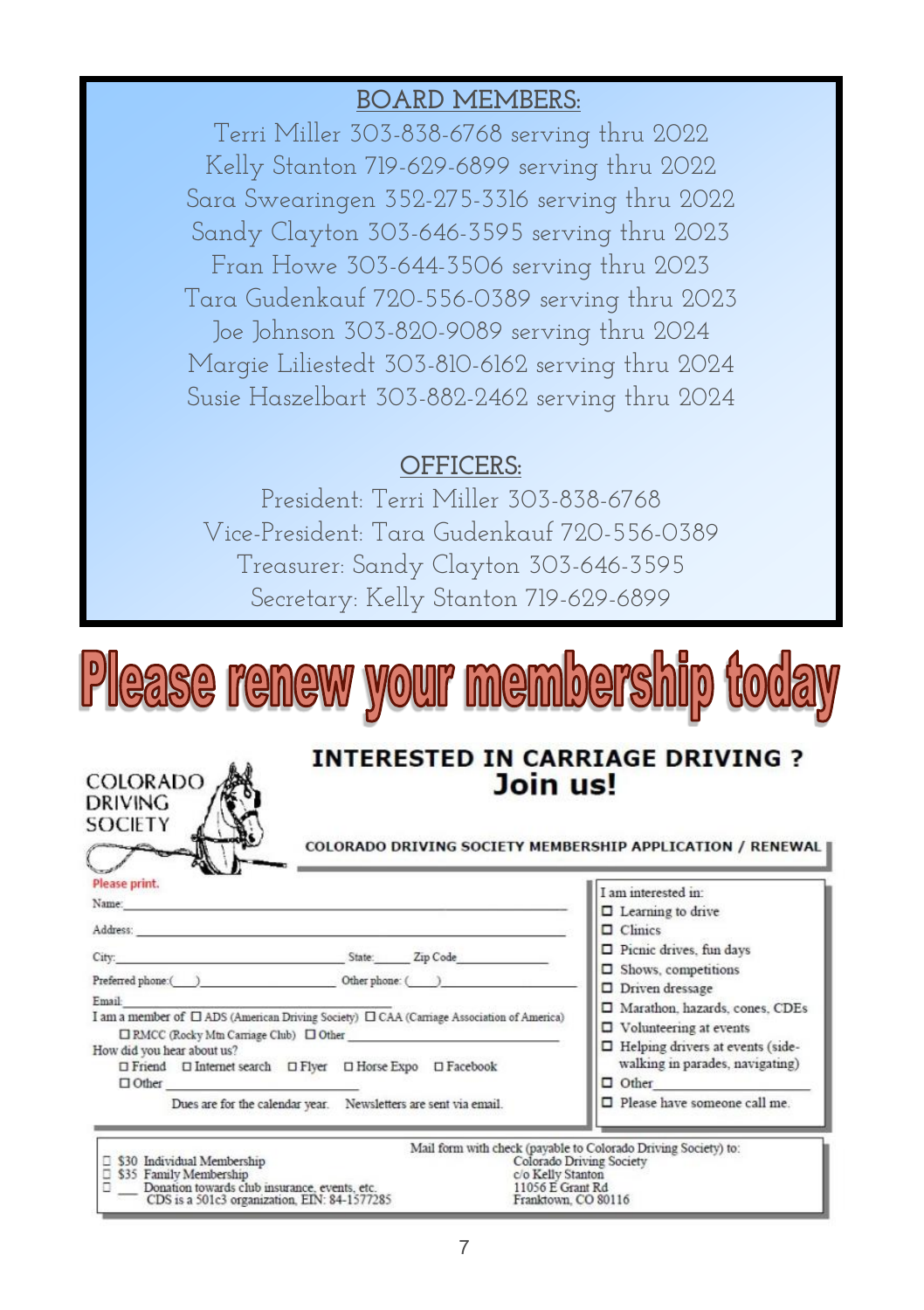## BOARD MEMBERS:

Terri Miller 303-838-6768 serving thru 2022
Kelly Stanton 719-629-6899 serving thru 2022
Sara Swearingen 352-275-3316 serving thru 2022
Sandy Clayton 303-646-3595 serving thru 2023
Fran Howe 303-644-3506 serving thru 2023
Tara Gudenkauf 720-556-0389 serving thru 2023
Joe Johnson 303-820-9089 serving thru 2024
Margie Liliestedt 303-810-6162 serving thru 2024
Susie Haszelbart 303-882-2462 serving thru 2024

## OFFICERS:

President: Terri Miller 303-838-6768
Vice-President: Tara Gudenkauf 720-556-0389
Treasurer: Sandy Clayton 303-646-3595
Secretary: Kelly Stanton 719-629-6899

# Please renew your membership today

COLORADO DRIVING SOCIETY

## INTERESTED IN CARRIAGE DRIVING ?
## Join us!

**COLORADO DRIVING SOCIETY MEMBERSHIP APPLICATION / RENEWAL**

Please print.

Name: ______________________________

Address: ______________________________

City: ____________________ State: _____ Zip Code __________

Preferred phone: (___) ____________ Other phone: (___) ____________

Email: ______________________________

I am a member of ☐ ADS (American Driving Society) ☐ CAA (Carriage Association of America)
☐ RMCC (Rocky Mtn Carriage Club) ☐ Other ____________

How did you hear about us?
☐ Friend ☐ Internet search ☐ Flyer ☐ Horse Expo ☐ Facebook
☐ Other ____________

Dues are for the calendar year. Newsletters are sent via email.

I am interested in:
- ☐ Learning to drive
- ☐ Clinics
- ☐ Picnic drives, fun days
- ☐ Shows, competitions
- ☐ Driven dressage
- ☐ Marathon, hazards, cones, CDEs
- ☐ Volunteering at events
- ☐ Helping drivers at events (side-walking in parades, navigating)
- ☐ Other ____________
- ☐ Please have someone call me.

☐ $30 Individual Membership
☐ $35 Family Membership
☐ ___ Donation towards club insurance, events, etc.
CDS is a 501c3 organization, EIN: 84-1577285

Mail form with check (payable to Colorado Driving Society) to:
Colorado Driving Society
c/o Kelly Stanton
11056 E Grant Rd
Franktown, CO 80116